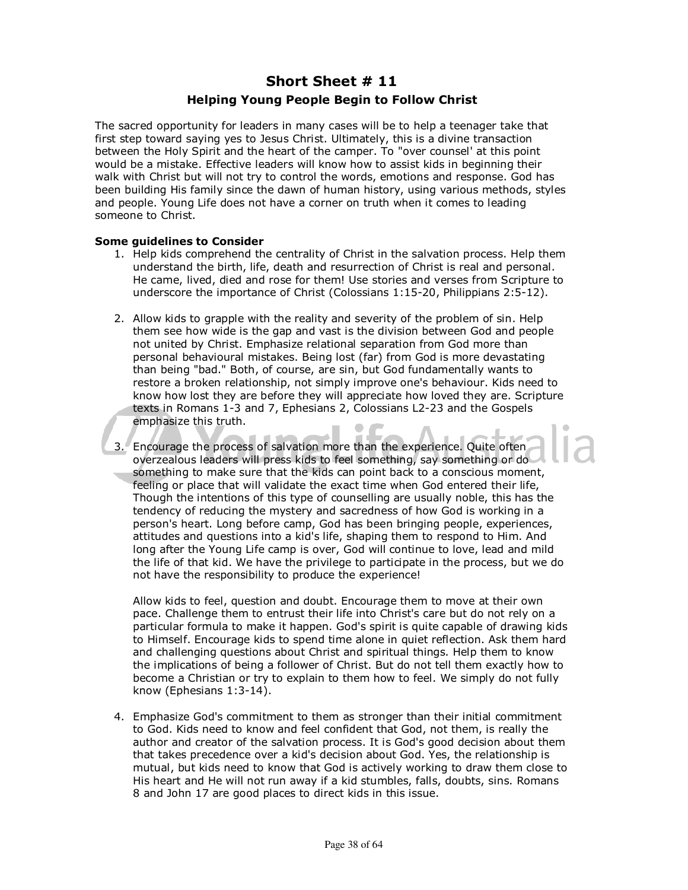# Short Sheet # 11

## Helping Young People Begin to Follow Christ

The sacred opportunity for leaders in many cases will be to help a teenager take that first step toward saying yes to Jesus Christ. Ultimately, this is a divine transaction between the Holy Spirit and the heart of the camper. To "over counsel' at this point would be a mistake. Effective leaders will know how to assist kids in beginning their walk with Christ but will not try to control the words, emotions and response. God has been building His family since the dawn of human history, using various methods, styles and people. Young Life does not have a corner on truth when it comes to leading someone to Christ.

**Some guidelines to Consider**

1. Help kids comprehend the centrality of Christ in the salvation process. Help them understand the birth, life, death and resurrection of Christ is real and personal. He came, lived, died and rose for them! Use stories and verses from Scripture to underscore the importance of Christ (Colossians 1:15-20, Philippians 2:5-12).

2. Allow kids to grapple with the reality and severity of the problem of sin. Help them see how wide is the gap and vast is the division between God and people not united by Christ. Emphasize relational separation from God more than personal behavioural mistakes. Being lost (far) from God is more devastating than being "bad." Both, of course, are sin, but God fundamentally wants to restore a broken relationship, not simply improve one's behaviour. Kids need to know how lost they are before they will appreciate how loved they are. Scripture texts in Romans 1-3 and 7, Ephesians 2, Colossians L2-23 and the Gospels emphasize this truth.

3. Encourage the process of salvation more than the experience. Quite often overzealous leaders will press kids to feel something, say something or do something to make sure that the kids can point back to a conscious moment, feeling or place that will validate the exact time when God entered their life, Though the intentions of this type of counselling are usually noble, this has the tendency of reducing the mystery and sacredness of how God is working in a person's heart. Long before camp, God has been bringing people, experiences, attitudes and questions into a kid's life, shaping them to respond to Him. And long after the Young Life camp is over, God will continue to love, lead and mild the life of that kid. We have the privilege to participate in the process, but we do not have the responsibility to produce the experience!

   Allow kids to feel, question and doubt. Encourage them to move at their own pace. Challenge them to entrust their life into Christ's care but do not rely on a particular formula to make it happen. God's spirit is quite capable of drawing kids to Himself. Encourage kids to spend time alone in quiet reflection. Ask them hard and challenging questions about Christ and spiritual things. Help them to know the implications of being a follower of Christ. But do not tell them exactly how to become a Christian or try to explain to them how to feel. We simply do not fully know (Ephesians 1:3-14).

4. Emphasize God's commitment to them as stronger than their initial commitment to God. Kids need to know and feel confident that God, not them, is really the author and creator of the salvation process. It is God's good decision about them that takes precedence over a kid's decision about God. Yes, the relationship is mutual, but kids need to know that God is actively working to draw them close to His heart and He will not run away if a kid stumbles, falls, doubts, sins. Romans 8 and John 17 are good places to direct kids in this issue.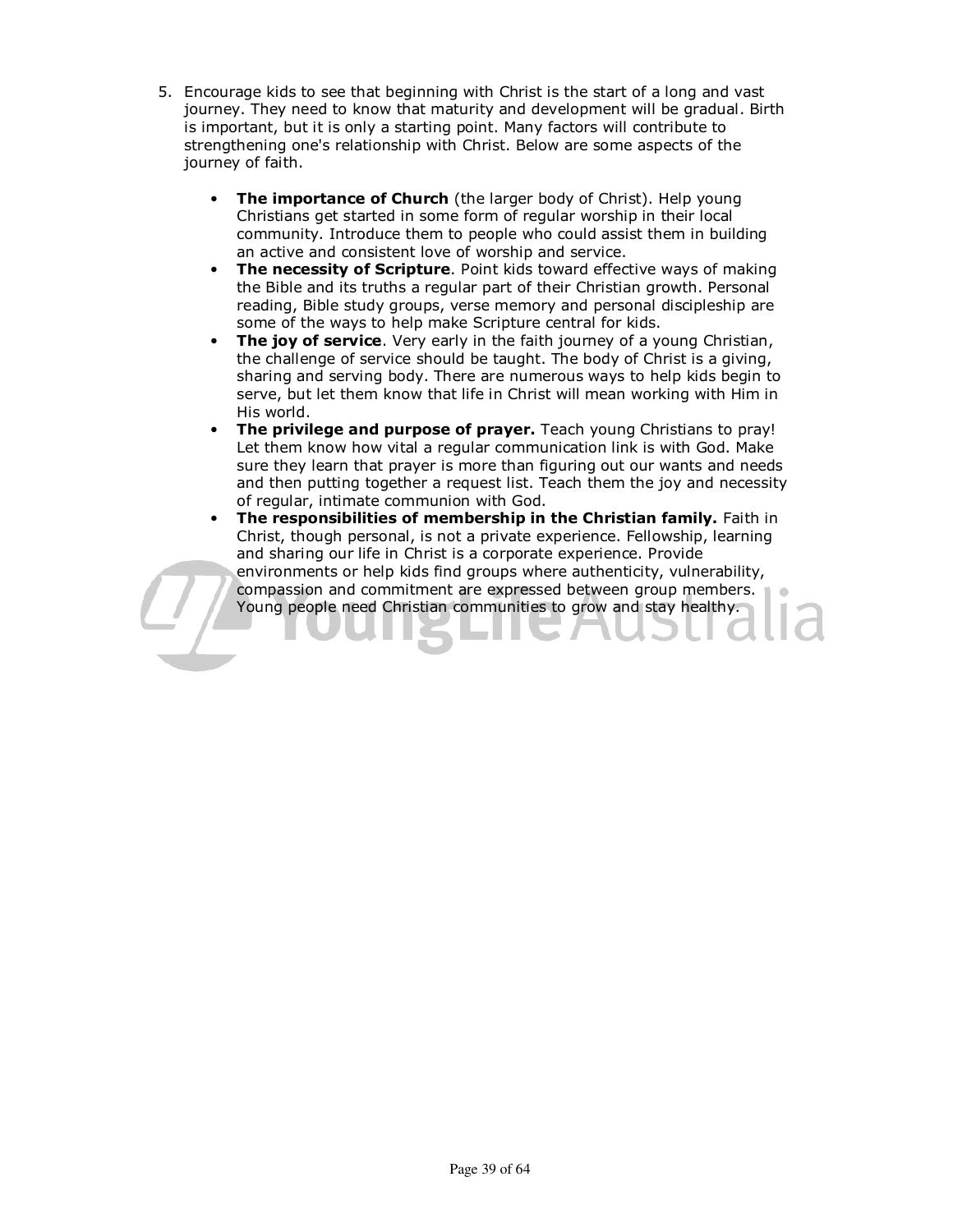5. Encourage kids to see that beginning with Christ is the start of a long and vast journey. They need to know that maturity and development will be gradual. Birth is important, but it is only a starting point. Many factors will contribute to strengthening one's relationship with Christ. Below are some aspects of the journey of faith.

    - **The importance of Church** (the larger body of Christ). Help young Christians get started in some form of regular worship in their local community. Introduce them to people who could assist them in building an active and consistent love of worship and service.
    - **The necessity of Scripture**. Point kids toward effective ways of making the Bible and its truths a regular part of their Christian growth. Personal reading, Bible study groups, verse memory and personal discipleship are some of the ways to help make Scripture central for kids.
    - **The joy of service**. Very early in the faith journey of a young Christian, the challenge of service should be taught. The body of Christ is a giving, sharing and serving body. There are numerous ways to help kids begin to serve, but let them know that life in Christ will mean working with Him in His world.
    - **The privilege and purpose of prayer.** Teach young Christians to pray! Let them know how vital a regular communication link is with God. Make sure they learn that prayer is more than figuring out our wants and needs and then putting together a request list. Teach them the joy and necessity of regular, intimate communion with God.
    - **The responsibilities of membership in the Christian family.** Faith in Christ, though personal, is not a private experience. Fellowship, learning and sharing our life in Christ is a corporate experience. Provide environments or help kids find groups where authenticity, vulnerability, compassion and commitment are expressed between group members. Young people need Christian communities to grow and stay healthy.